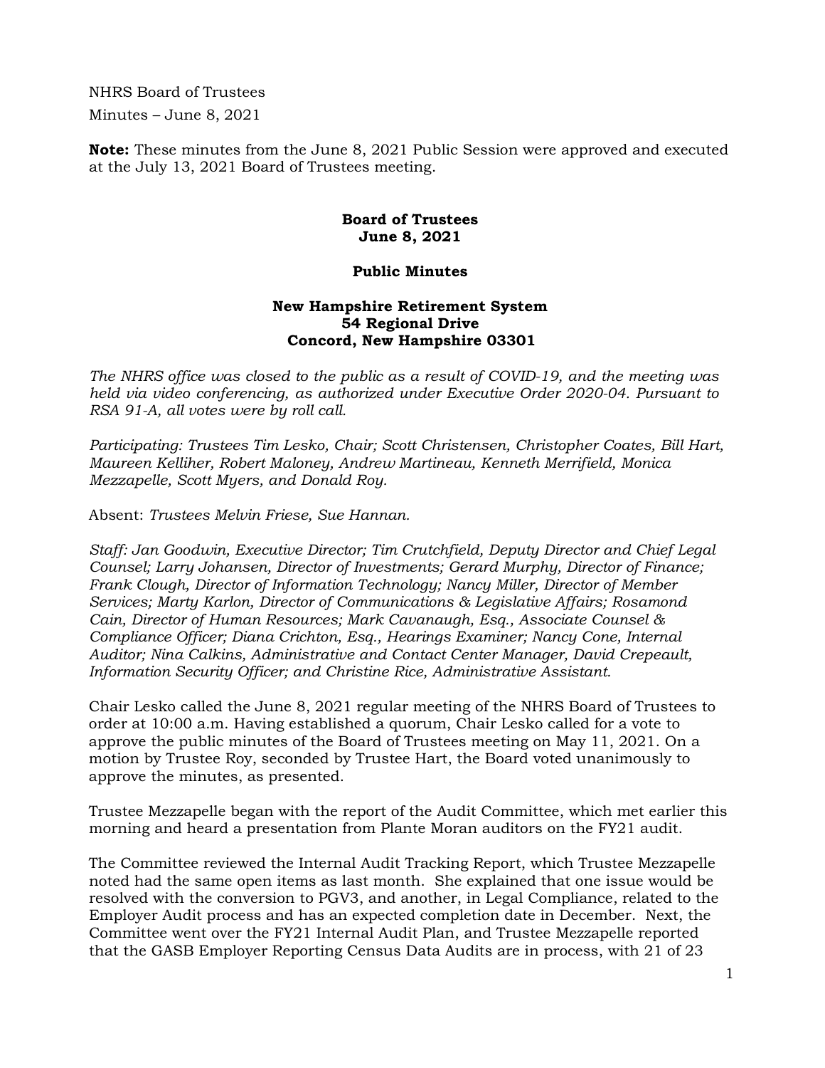NHRS Board of Trustees

Minutes – June 8, 2021

**Note:** These minutes from the June 8, 2021 Public Session were approved and executed at the July 13, 2021 Board of Trustees meeting.

**Board of Trustees**
**June 8, 2021**

**Public Minutes**

**New Hampshire Retirement System**
**54 Regional Drive**
**Concord, New Hampshire 03301**

*The NHRS office was closed to the public as a result of COVID-19, and the meeting was held via video conferencing, as authorized under Executive Order 2020-04. Pursuant to RSA 91-A, all votes were by roll call.*

*Participating: Trustees Tim Lesko, Chair; Scott Christensen, Christopher Coates, Bill Hart, Maureen Kelliher, Robert Maloney, Andrew Martineau, Kenneth Merrifield, Monica Mezzapelle, Scott Myers, and Donald Roy.*

Absent: *Trustees Melvin Friese, Sue Hannan.*

*Staff: Jan Goodwin, Executive Director; Tim Crutchfield, Deputy Director and Chief Legal Counsel; Larry Johansen, Director of Investments; Gerard Murphy, Director of Finance; Frank Clough, Director of Information Technology; Nancy Miller, Director of Member Services; Marty Karlon, Director of Communications & Legislative Affairs; Rosamond Cain, Director of Human Resources; Mark Cavanaugh, Esq., Associate Counsel & Compliance Officer; Diana Crichton, Esq., Hearings Examiner; Nancy Cone, Internal Auditor; Nina Calkins, Administrative and Contact Center Manager, David Crepeault, Information Security Officer; and Christine Rice, Administrative Assistant.*

Chair Lesko called the June 8, 2021 regular meeting of the NHRS Board of Trustees to order at 10:00 a.m. Having established a quorum, Chair Lesko called for a vote to approve the public minutes of the Board of Trustees meeting on May 11, 2021. On a motion by Trustee Roy, seconded by Trustee Hart, the Board voted unanimously to approve the minutes, as presented.

Trustee Mezzapelle began with the report of the Audit Committee, which met earlier this morning and heard a presentation from Plante Moran auditors on the FY21 audit.

The Committee reviewed the Internal Audit Tracking Report, which Trustee Mezzapelle noted had the same open items as last month. She explained that one issue would be resolved with the conversion to PGV3, and another, in Legal Compliance, related to the Employer Audit process and has an expected completion date in December. Next, the Committee went over the FY21 Internal Audit Plan, and Trustee Mezzapelle reported that the GASB Employer Reporting Census Data Audits are in process, with 21 of 23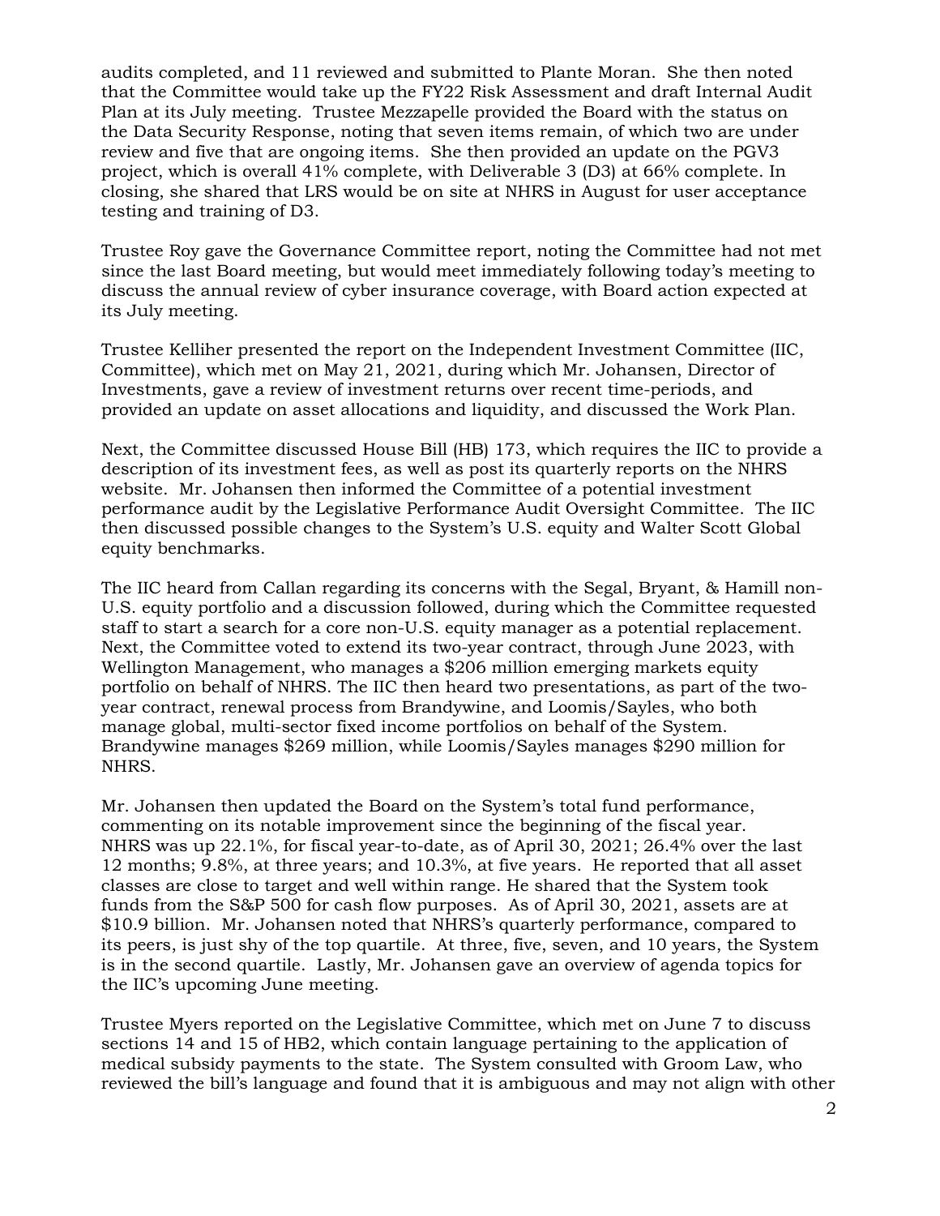audits completed, and 11 reviewed and submitted to Plante Moran. She then noted that the Committee would take up the FY22 Risk Assessment and draft Internal Audit Plan at its July meeting. Trustee Mezzapelle provided the Board with the status on the Data Security Response, noting that seven items remain, of which two are under review and five that are ongoing items. She then provided an update on the PGV3 project, which is overall 41% complete, with Deliverable 3 (D3) at 66% complete. In closing, she shared that LRS would be on site at NHRS in August for user acceptance testing and training of D3.

Trustee Roy gave the Governance Committee report, noting the Committee had not met since the last Board meeting, but would meet immediately following today's meeting to discuss the annual review of cyber insurance coverage, with Board action expected at its July meeting.

Trustee Kelliher presented the report on the Independent Investment Committee (IIC, Committee), which met on May 21, 2021, during which Mr. Johansen, Director of Investments, gave a review of investment returns over recent time-periods, and provided an update on asset allocations and liquidity, and discussed the Work Plan.

Next, the Committee discussed House Bill (HB) 173, which requires the IIC to provide a description of its investment fees, as well as post its quarterly reports on the NHRS website. Mr. Johansen then informed the Committee of a potential investment performance audit by the Legislative Performance Audit Oversight Committee. The IIC then discussed possible changes to the System's U.S. equity and Walter Scott Global equity benchmarks.

The IIC heard from Callan regarding its concerns with the Segal, Bryant, & Hamill non-U.S. equity portfolio and a discussion followed, during which the Committee requested staff to start a search for a core non-U.S. equity manager as a potential replacement. Next, the Committee voted to extend its two-year contract, through June 2023, with Wellington Management, who manages a $206 million emerging markets equity portfolio on behalf of NHRS. The IIC then heard two presentations, as part of the two-year contract, renewal process from Brandywine, and Loomis/Sayles, who both manage global, multi-sector fixed income portfolios on behalf of the System. Brandywine manages $269 million, while Loomis/Sayles manages $290 million for NHRS.

Mr. Johansen then updated the Board on the System's total fund performance, commenting on its notable improvement since the beginning of the fiscal year. NHRS was up 22.1%, for fiscal year-to-date, as of April 30, 2021; 26.4% over the last 12 months; 9.8%, at three years; and 10.3%, at five years. He reported that all asset classes are close to target and well within range. He shared that the System took funds from the S&P 500 for cash flow purposes. As of April 30, 2021, assets are at $10.9 billion. Mr. Johansen noted that NHRS's quarterly performance, compared to its peers, is just shy of the top quartile. At three, five, seven, and 10 years, the System is in the second quartile. Lastly, Mr. Johansen gave an overview of agenda topics for the IIC's upcoming June meeting.

Trustee Myers reported on the Legislative Committee, which met on June 7 to discuss sections 14 and 15 of HB2, which contain language pertaining to the application of medical subsidy payments to the state. The System consulted with Groom Law, who reviewed the bill's language and found that it is ambiguous and may not align with other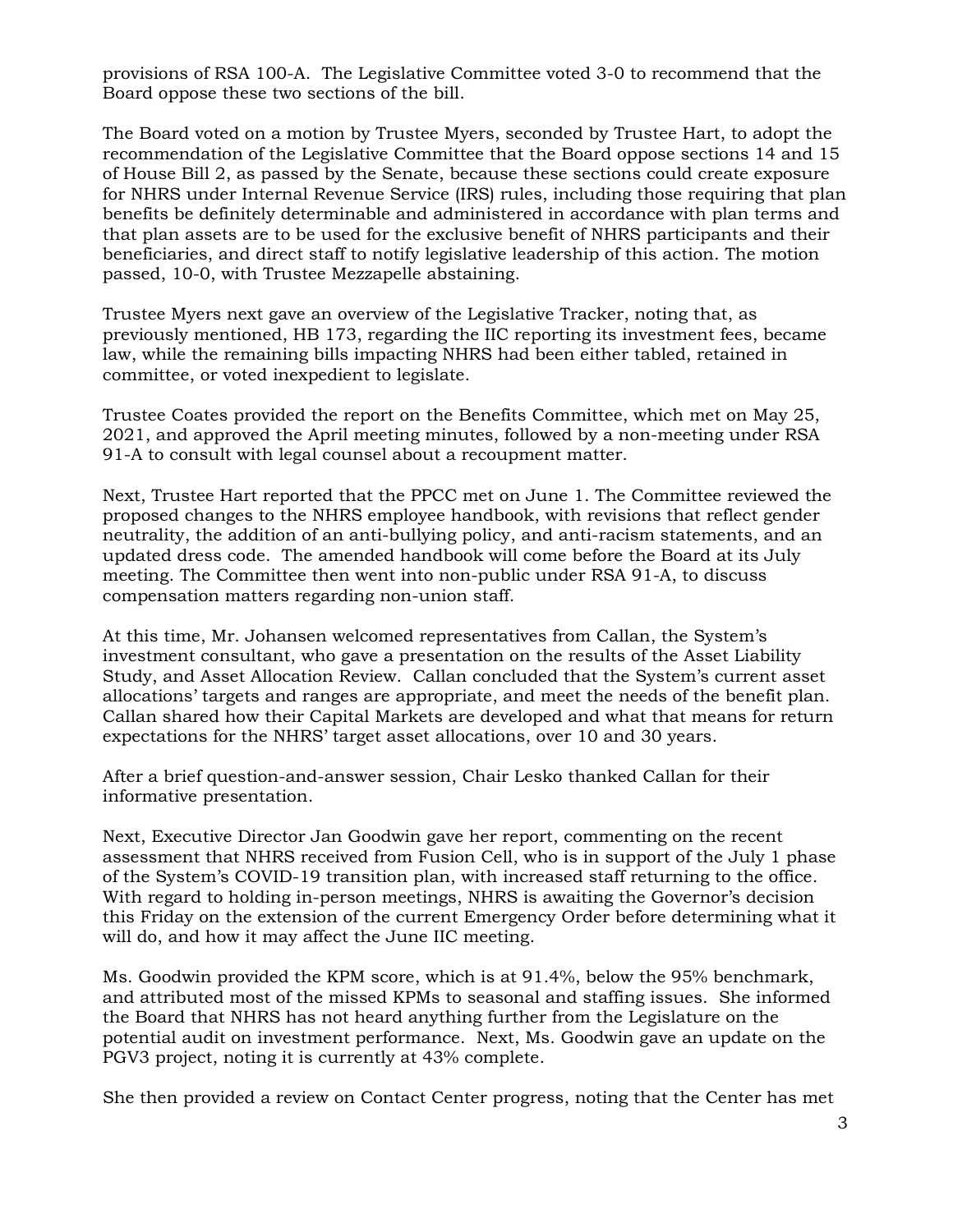provisions of RSA 100-A. The Legislative Committee voted 3-0 to recommend that the Board oppose these two sections of the bill.

The Board voted on a motion by Trustee Myers, seconded by Trustee Hart, to adopt the recommendation of the Legislative Committee that the Board oppose sections 14 and 15 of House Bill 2, as passed by the Senate, because these sections could create exposure for NHRS under Internal Revenue Service (IRS) rules, including those requiring that plan benefits be definitely determinable and administered in accordance with plan terms and that plan assets are to be used for the exclusive benefit of NHRS participants and their beneficiaries, and direct staff to notify legislative leadership of this action. The motion passed, 10-0, with Trustee Mezzapelle abstaining.

Trustee Myers next gave an overview of the Legislative Tracker, noting that, as previously mentioned, HB 173, regarding the IIC reporting its investment fees, became law, while the remaining bills impacting NHRS had been either tabled, retained in committee, or voted inexpedient to legislate.

Trustee Coates provided the report on the Benefits Committee, which met on May 25, 2021, and approved the April meeting minutes, followed by a non-meeting under RSA 91-A to consult with legal counsel about a recoupment matter.

Next, Trustee Hart reported that the PPCC met on June 1. The Committee reviewed the proposed changes to the NHRS employee handbook, with revisions that reflect gender neutrality, the addition of an anti-bullying policy, and anti-racism statements, and an updated dress code. The amended handbook will come before the Board at its July meeting. The Committee then went into non-public under RSA 91-A, to discuss compensation matters regarding non-union staff.

At this time, Mr. Johansen welcomed representatives from Callan, the System's investment consultant, who gave a presentation on the results of the Asset Liability Study, and Asset Allocation Review. Callan concluded that the System's current asset allocations' targets and ranges are appropriate, and meet the needs of the benefit plan. Callan shared how their Capital Markets are developed and what that means for return expectations for the NHRS' target asset allocations, over 10 and 30 years.

After a brief question-and-answer session, Chair Lesko thanked Callan for their informative presentation.

Next, Executive Director Jan Goodwin gave her report, commenting on the recent assessment that NHRS received from Fusion Cell, who is in support of the July 1 phase of the System's COVID-19 transition plan, with increased staff returning to the office. With regard to holding in-person meetings, NHRS is awaiting the Governor's decision this Friday on the extension of the current Emergency Order before determining what it will do, and how it may affect the June IIC meeting.

Ms. Goodwin provided the KPM score, which is at 91.4%, below the 95% benchmark, and attributed most of the missed KPMs to seasonal and staffing issues. She informed the Board that NHRS has not heard anything further from the Legislature on the potential audit on investment performance. Next, Ms. Goodwin gave an update on the PGV3 project, noting it is currently at 43% complete.

She then provided a review on Contact Center progress, noting that the Center has met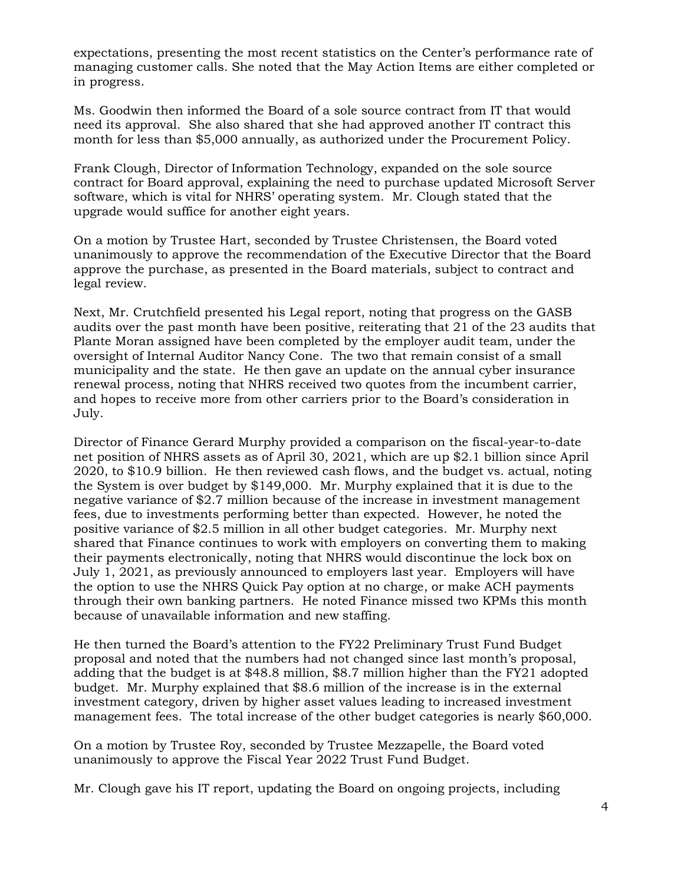expectations, presenting the most recent statistics on the Center's performance rate of managing customer calls. She noted that the May Action Items are either completed or in progress.

Ms. Goodwin then informed the Board of a sole source contract from IT that would need its approval. She also shared that she had approved another IT contract this month for less than $5,000 annually, as authorized under the Procurement Policy.

Frank Clough, Director of Information Technology, expanded on the sole source contract for Board approval, explaining the need to purchase updated Microsoft Server software, which is vital for NHRS' operating system. Mr. Clough stated that the upgrade would suffice for another eight years.

On a motion by Trustee Hart, seconded by Trustee Christensen, the Board voted unanimously to approve the recommendation of the Executive Director that the Board approve the purchase, as presented in the Board materials, subject to contract and legal review.

Next, Mr. Crutchfield presented his Legal report, noting that progress on the GASB audits over the past month have been positive, reiterating that 21 of the 23 audits that Plante Moran assigned have been completed by the employer audit team, under the oversight of Internal Auditor Nancy Cone. The two that remain consist of a small municipality and the state. He then gave an update on the annual cyber insurance renewal process, noting that NHRS received two quotes from the incumbent carrier, and hopes to receive more from other carriers prior to the Board's consideration in July.

Director of Finance Gerard Murphy provided a comparison on the fiscal-year-to-date net position of NHRS assets as of April 30, 2021, which are up $2.1 billion since April 2020, to $10.9 billion. He then reviewed cash flows, and the budget vs. actual, noting the System is over budget by $149,000. Mr. Murphy explained that it is due to the negative variance of $2.7 million because of the increase in investment management fees, due to investments performing better than expected. However, he noted the positive variance of $2.5 million in all other budget categories. Mr. Murphy next shared that Finance continues to work with employers on converting them to making their payments electronically, noting that NHRS would discontinue the lock box on July 1, 2021, as previously announced to employers last year. Employers will have the option to use the NHRS Quick Pay option at no charge, or make ACH payments through their own banking partners. He noted Finance missed two KPMs this month because of unavailable information and new staffing.

He then turned the Board's attention to the FY22 Preliminary Trust Fund Budget proposal and noted that the numbers had not changed since last month's proposal, adding that the budget is at $48.8 million, $8.7 million higher than the FY21 adopted budget. Mr. Murphy explained that $8.6 million of the increase is in the external investment category, driven by higher asset values leading to increased investment management fees. The total increase of the other budget categories is nearly $60,000.

On a motion by Trustee Roy, seconded by Trustee Mezzapelle, the Board voted unanimously to approve the Fiscal Year 2022 Trust Fund Budget.

Mr. Clough gave his IT report, updating the Board on ongoing projects, including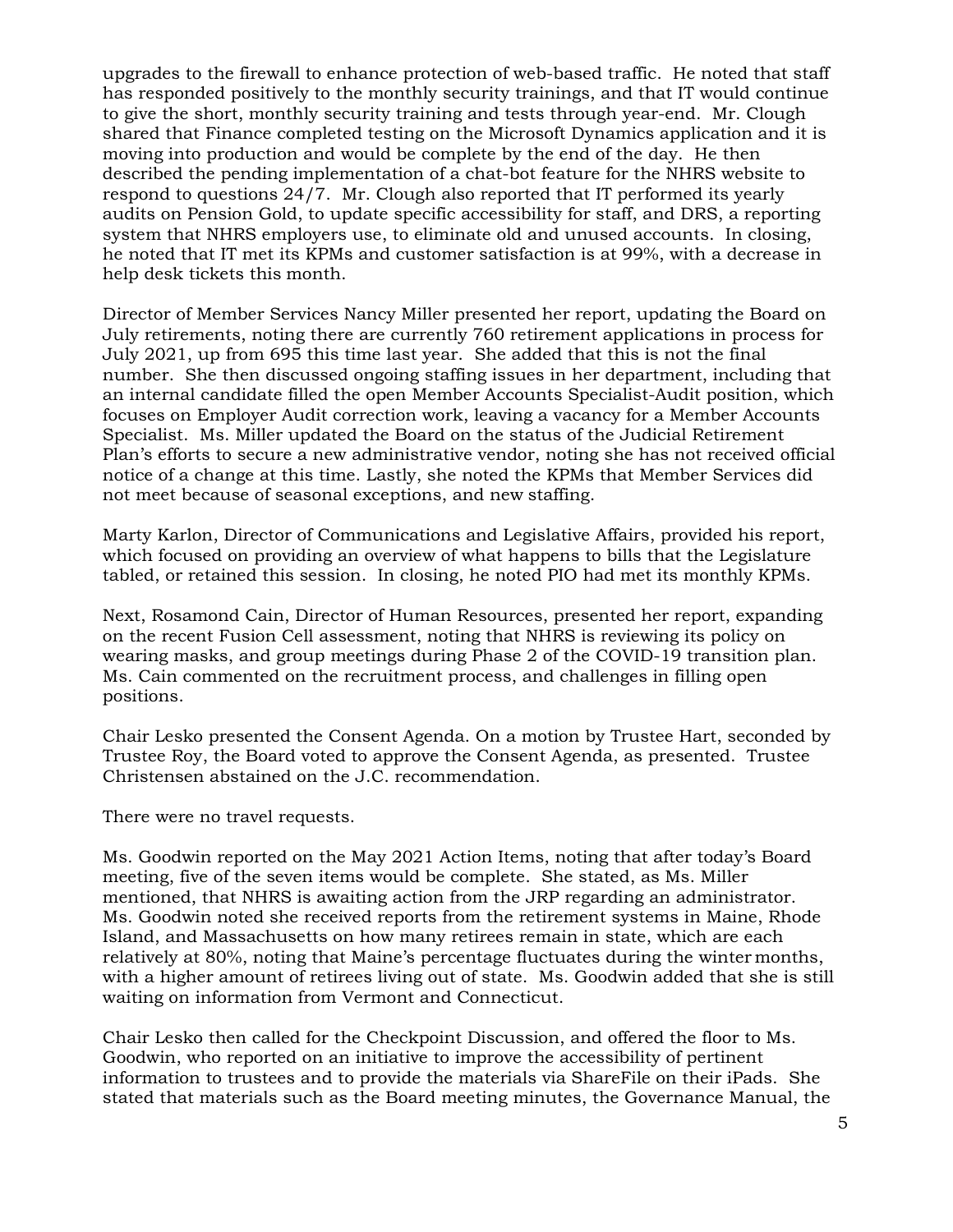upgrades to the firewall to enhance protection of web-based traffic. He noted that staff has responded positively to the monthly security trainings, and that IT would continue to give the short, monthly security training and tests through year-end. Mr. Clough shared that Finance completed testing on the Microsoft Dynamics application and it is moving into production and would be complete by the end of the day. He then described the pending implementation of a chat-bot feature for the NHRS website to respond to questions 24/7. Mr. Clough also reported that IT performed its yearly audits on Pension Gold, to update specific accessibility for staff, and DRS, a reporting system that NHRS employers use, to eliminate old and unused accounts. In closing, he noted that IT met its KPMs and customer satisfaction is at 99%, with a decrease in help desk tickets this month.

Director of Member Services Nancy Miller presented her report, updating the Board on July retirements, noting there are currently 760 retirement applications in process for July 2021, up from 695 this time last year. She added that this is not the final number. She then discussed ongoing staffing issues in her department, including that an internal candidate filled the open Member Accounts Specialist-Audit position, which focuses on Employer Audit correction work, leaving a vacancy for a Member Accounts Specialist. Ms. Miller updated the Board on the status of the Judicial Retirement Plan's efforts to secure a new administrative vendor, noting she has not received official notice of a change at this time. Lastly, she noted the KPMs that Member Services did not meet because of seasonal exceptions, and new staffing.

Marty Karlon, Director of Communications and Legislative Affairs, provided his report, which focused on providing an overview of what happens to bills that the Legislature tabled, or retained this session. In closing, he noted PIO had met its monthly KPMs.

Next, Rosamond Cain, Director of Human Resources, presented her report, expanding on the recent Fusion Cell assessment, noting that NHRS is reviewing its policy on wearing masks, and group meetings during Phase 2 of the COVID-19 transition plan. Ms. Cain commented on the recruitment process, and challenges in filling open positions.

Chair Lesko presented the Consent Agenda. On a motion by Trustee Hart, seconded by Trustee Roy, the Board voted to approve the Consent Agenda, as presented. Trustee Christensen abstained on the J.C. recommendation.

There were no travel requests.

Ms. Goodwin reported on the May 2021 Action Items, noting that after today's Board meeting, five of the seven items would be complete. She stated, as Ms. Miller mentioned, that NHRS is awaiting action from the JRP regarding an administrator. Ms. Goodwin noted she received reports from the retirement systems in Maine, Rhode Island, and Massachusetts on how many retirees remain in state, which are each relatively at 80%, noting that Maine's percentage fluctuates during the winter months, with a higher amount of retirees living out of state. Ms. Goodwin added that she is still waiting on information from Vermont and Connecticut.

Chair Lesko then called for the Checkpoint Discussion, and offered the floor to Ms. Goodwin, who reported on an initiative to improve the accessibility of pertinent information to trustees and to provide the materials via ShareFile on their iPads. She stated that materials such as the Board meeting minutes, the Governance Manual, the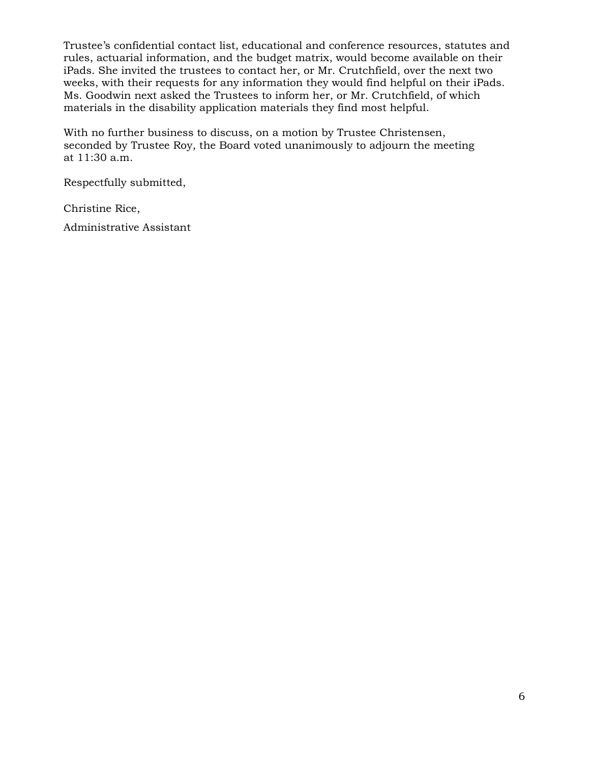Trustee's confidential contact list, educational and conference resources, statutes and rules, actuarial information, and the budget matrix, would become available on their iPads. She invited the trustees to contact her, or Mr. Crutchfield, over the next two weeks, with their requests for any information they would find helpful on their iPads. Ms. Goodwin next asked the Trustees to inform her, or Mr. Crutchfield, of which materials in the disability application materials they find most helpful.

With no further business to discuss, on a motion by Trustee Christensen, seconded by Trustee Roy, the Board voted unanimously to adjourn the meeting at 11:30 a.m.

Respectfully submitted,

Christine Rice,

Administrative Assistant